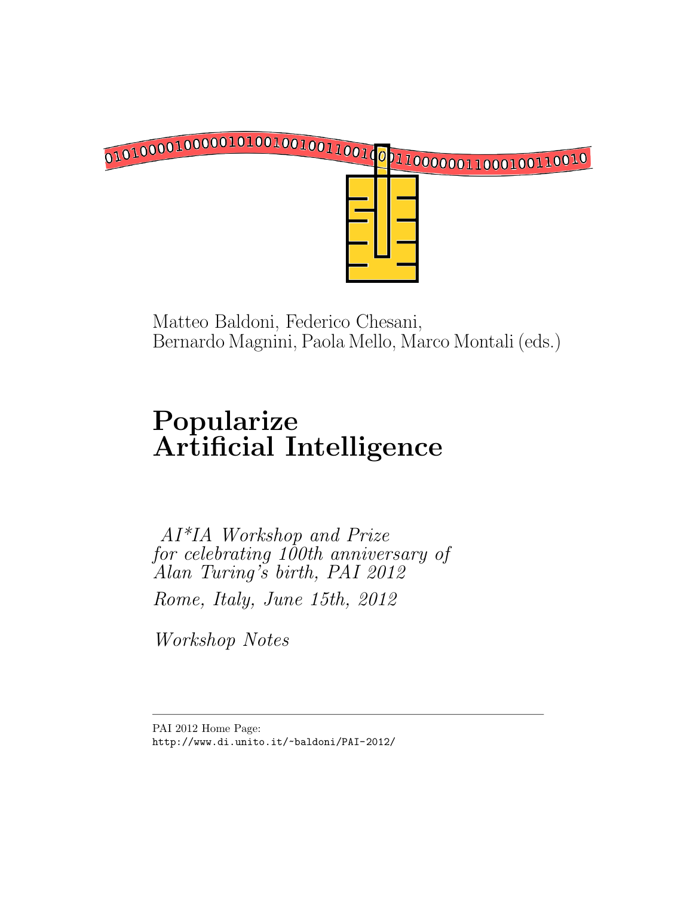Matteo Baldoni, Federico Chesani,
Bernardo Magnini, Paola Mello, Marco Montali (eds.)

# Popularize Artificial Intelligence

*AI*IA Workshop and Prize for celebrating 100th anniversary of Alan Turing's birth, PAI 2012*

*Rome, Italy, June 15th, 2012*

*Workshop Notes*

---

PAI 2012 Home Page:
`http://www.di.unito.it/~baldoni/PAI-2012/`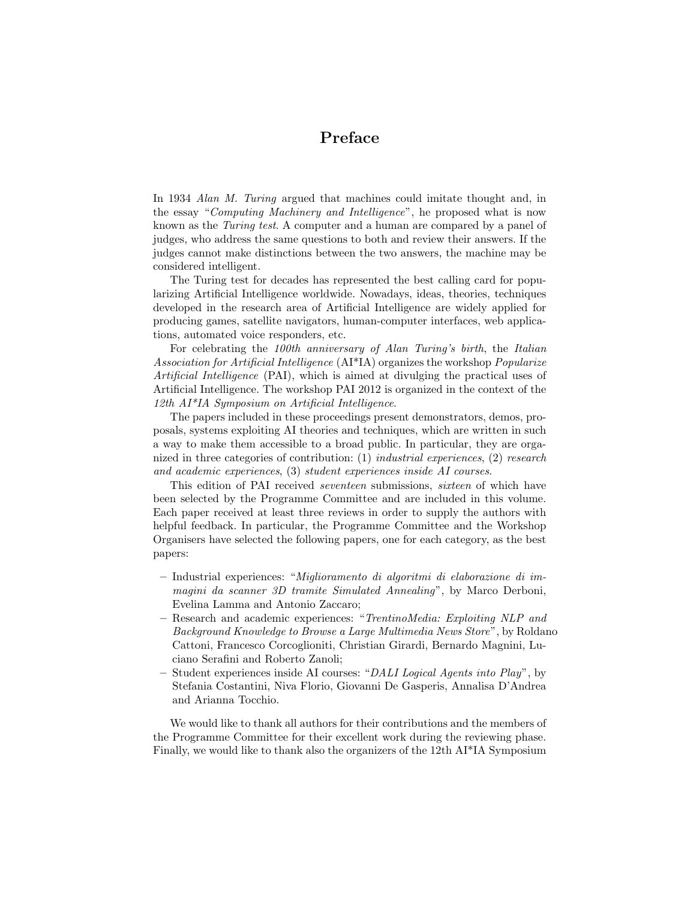# Preface

In 1934 *Alan M. Turing* argued that machines could imitate thought and, in the essay "*Computing Machinery and Intelligence*", he proposed what is now known as the *Turing test*. A computer and a human are compared by a panel of judges, who address the same questions to both and review their answers. If the judges cannot make distinctions between the two answers, the machine may be considered intelligent.

The Turing test for decades has represented the best calling card for popularizing Artificial Intelligence worldwide. Nowadays, ideas, theories, techniques developed in the research area of Artificial Intelligence are widely applied for producing games, satellite navigators, human-computer interfaces, web applications, automated voice responders, etc.

For celebrating the *100th anniversary of Alan Turing's birth*, the *Italian Association for Artificial Intelligence* (AI*IA) organizes the workshop *Popularize Artificial Intelligence* (PAI), which is aimed at divulging the practical uses of Artificial Intelligence. The workshop PAI 2012 is organized in the context of the *12th AI*IA Symposium on Artificial Intelligence*.

The papers included in these proceedings present demonstrators, demos, proposals, systems exploiting AI theories and techniques, which are written in such a way to make them accessible to a broad public. In particular, they are organized in three categories of contribution: (1) *industrial experiences*, (2) *research and academic experiences*, (3) *student experiences inside AI courses*.

This edition of PAI received *seventeen* submissions, *sixteen* of which have been selected by the Programme Committee and are included in this volume. Each paper received at least three reviews in order to supply the authors with helpful feedback. In particular, the Programme Committee and the Workshop Organisers have selected the following papers, one for each category, as the best papers:

- Industrial experiences: "*Miglioramento di algoritmi di elaborazione di immagini da scanner 3D tramite Simulated Annealing*", by Marco Derboni, Evelina Lamma and Antonio Zaccaro;
- Research and academic experiences: "*TrentinoMedia: Exploiting NLP and Background Knowledge to Browse a Large Multimedia News Store*", by Roldano Cattoni, Francesco Corcoglioniti, Christian Girardi, Bernardo Magnini, Luciano Serafini and Roberto Zanoli;
- Student experiences inside AI courses: "*DALI Logical Agents into Play*", by Stefania Costantini, Niva Florio, Giovanni De Gasperis, Annalisa D'Andrea and Arianna Tocchio.

We would like to thank all authors for their contributions and the members of the Programme Committee for their excellent work during the reviewing phase. Finally, we would like to thank also the organizers of the 12th AI*IA Symposium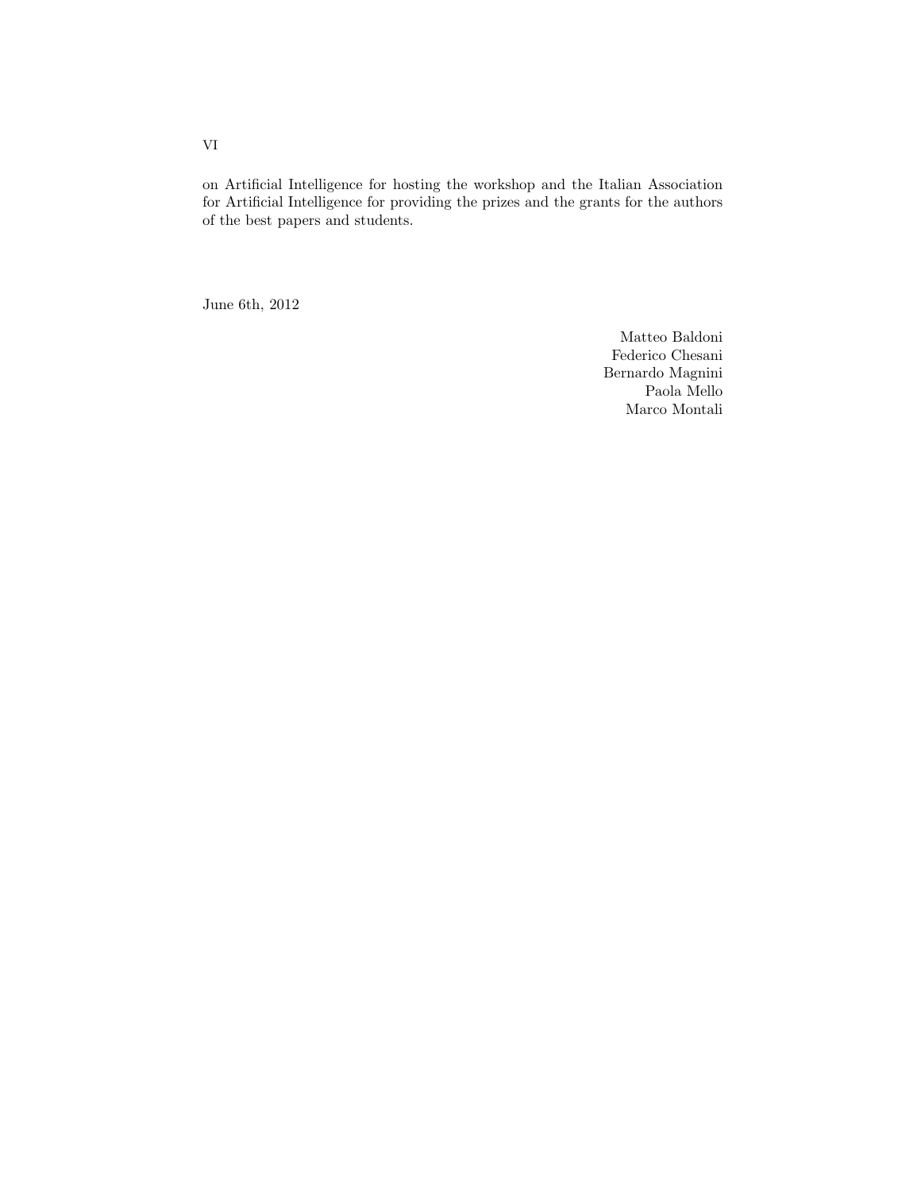on Artificial Intelligence for hosting the workshop and the Italian Association for Artificial Intelligence for providing the prizes and the grants for the authors of the best papers and students.

June 6th, 2012

Matteo Baldoni
Federico Chesani
Bernardo Magnini
Paola Mello
Marco Montali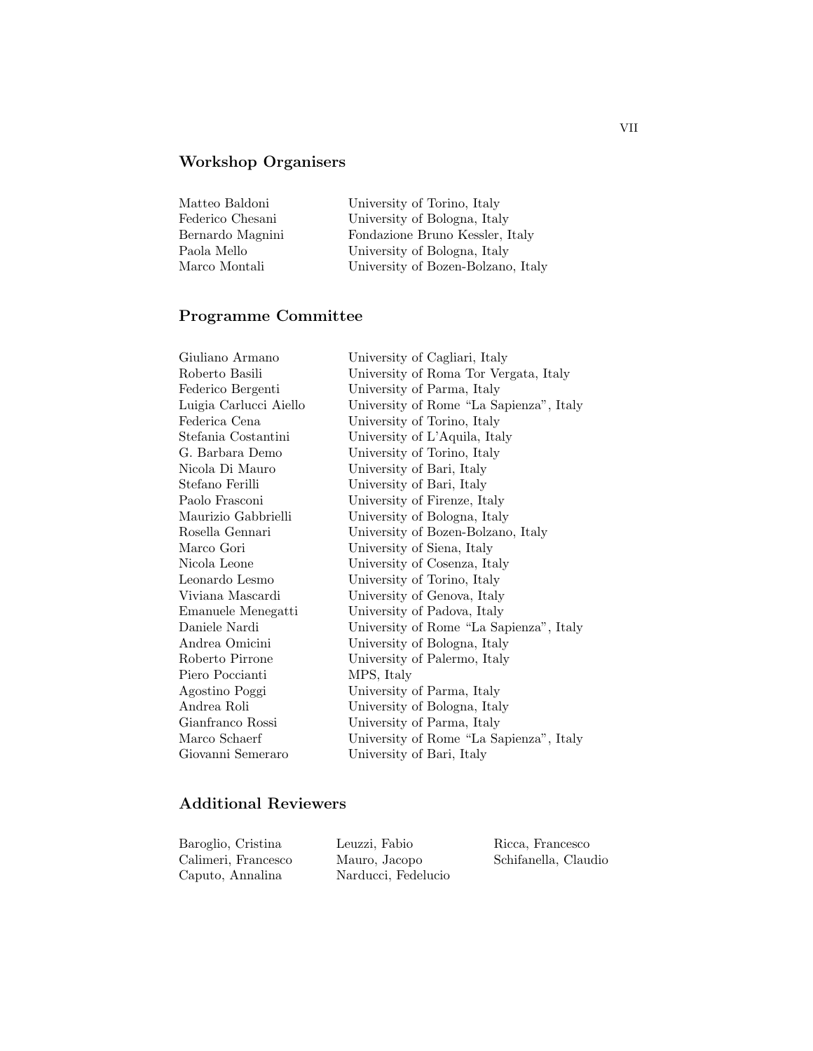## Workshop Organisers

| | |
|---|---|
| Matteo Baldoni | University of Torino, Italy |
| Federico Chesani | University of Bologna, Italy |
| Bernardo Magnini | Fondazione Bruno Kessler, Italy |
| Paola Mello | University of Bologna, Italy |
| Marco Montali | University of Bozen-Bolzano, Italy |

## Programme Committee

| | |
|---|---|
| Giuliano Armano | University of Cagliari, Italy |
| Roberto Basili | University of Roma Tor Vergata, Italy |
| Federico Bergenti | University of Parma, Italy |
| Luigia Carlucci Aiello | University of Rome "La Sapienza", Italy |
| Federica Cena | University of Torino, Italy |
| Stefania Costantini | University of L'Aquila, Italy |
| G. Barbara Demo | University of Torino, Italy |
| Nicola Di Mauro | University of Bari, Italy |
| Stefano Ferilli | University of Bari, Italy |
| Paolo Frasconi | University of Firenze, Italy |
| Maurizio Gabbrielli | University of Bologna, Italy |
| Rosella Gennari | University of Bozen-Bolzano, Italy |
| Marco Gori | University of Siena, Italy |
| Nicola Leone | University of Cosenza, Italy |
| Leonardo Lesmo | University of Torino, Italy |
| Viviana Mascardi | University of Genova, Italy |
| Emanuele Menegatti | University of Padova, Italy |
| Daniele Nardi | University of Rome "La Sapienza", Italy |
| Andrea Omicini | University of Bologna, Italy |
| Roberto Pirrone | University of Palermo, Italy |
| Piero Poccianti | MPS, Italy |
| Agostino Poggi | University of Parma, Italy |
| Andrea Roli | University of Bologna, Italy |
| Gianfranco Rossi | University of Parma, Italy |
| Marco Schaerf | University of Rome "La Sapienza", Italy |
| Giovanni Semeraro | University of Bari, Italy |

## Additional Reviewers

| | | |
|---|---|---|
| Baroglio, Cristina | Leuzzi, Fabio | Ricca, Francesco |
| Calimeri, Francesco | Mauro, Jacopo | Schifanella, Claudio |
| Caputo, Annalina | Narducci, Fedelucio | |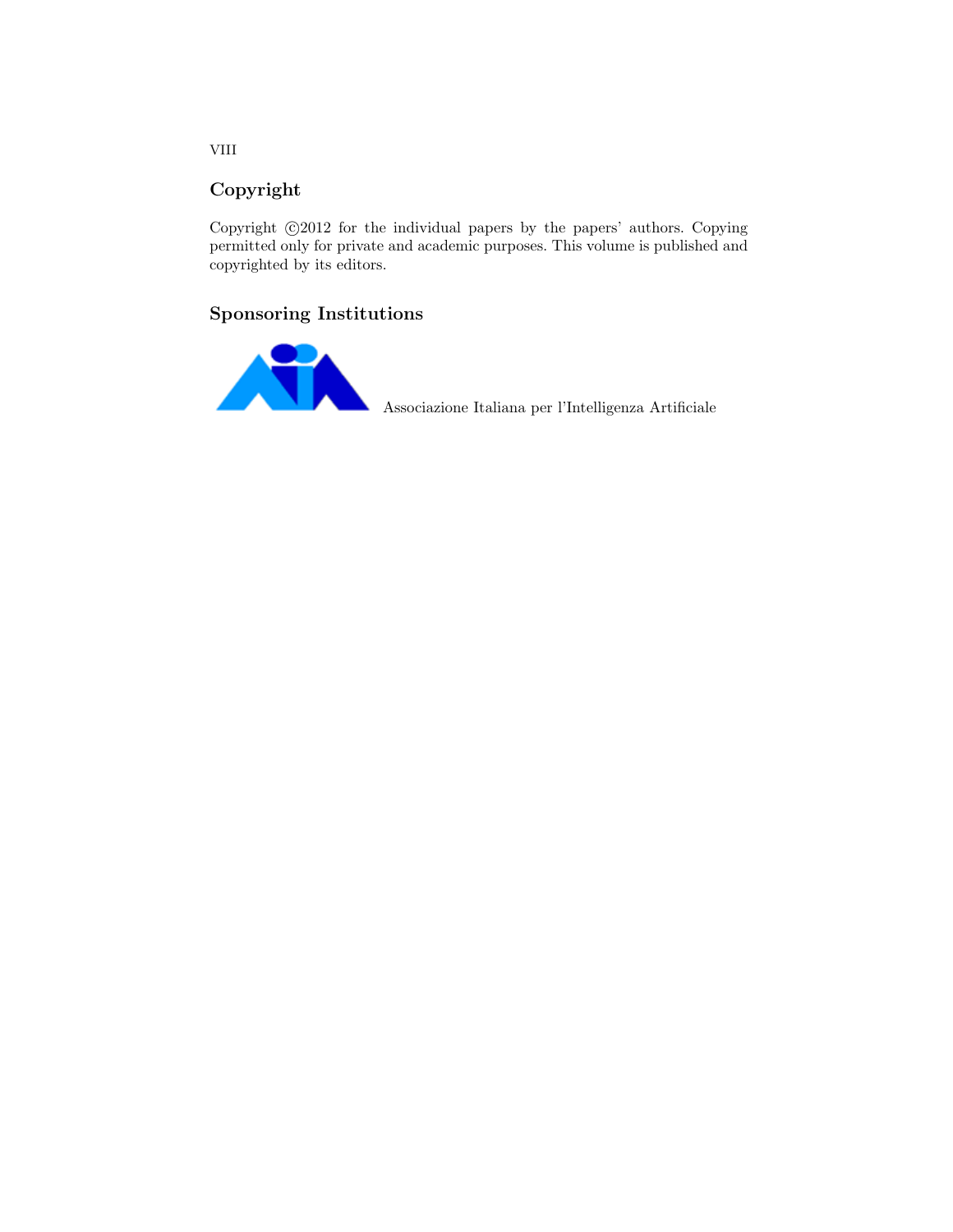## Copyright

Copyright ©2012 for the individual papers by the papers' authors. Copying permitted only for private and academic purposes. This volume is published and copyrighted by its editors.

## Sponsoring Institutions

Associazione Italiana per l'Intelligenza Artificiale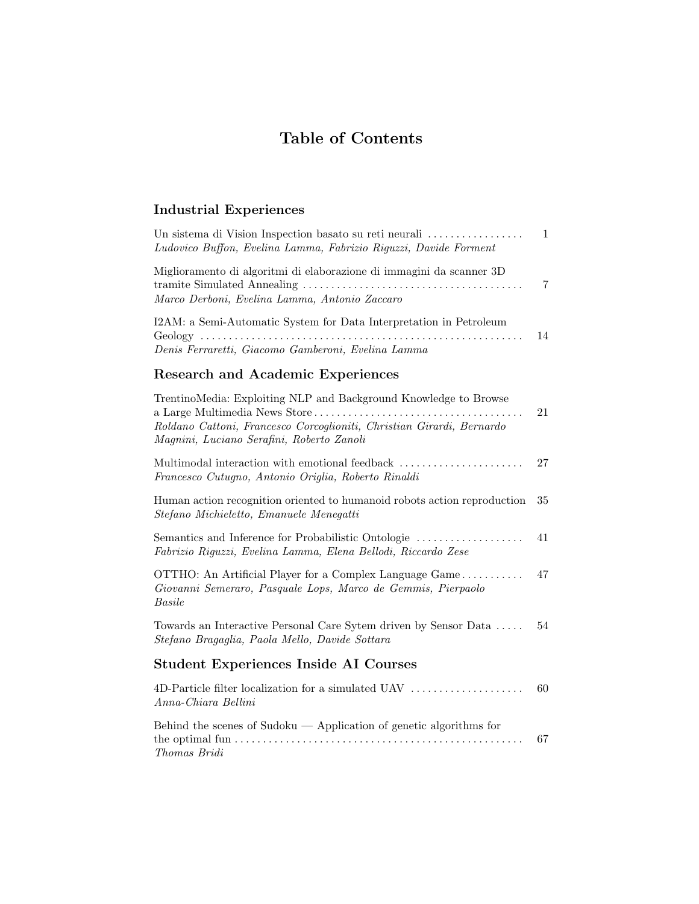# Table of Contents

## Industrial Experiences

Un sistema di Vision Inspection basato su reti neurali . . . . . . . . . . . . . . . . . 1
*Ludovico Buffon, Evelina Lamma, Fabrizio Riguzzi, Davide Forment*

Miglioramento di algoritmi di elaborazione di immagini da scanner 3D tramite Simulated Annealing . . . . . . . . . . . . . . . . . . . . . . . . . . . . . . . . . . . . . . . 7
*Marco Derboni, Evelina Lamma, Antonio Zaccaro*

I2AM: a Semi-Automatic System for Data Interpretation in Petroleum Geology . . . . . . . . . . . . . . . . . . . . . . . . . . . . . . . . . . . . . . . . . . . . . . . . . . . . . . . 14
*Denis Ferraretti, Giacomo Gamberoni, Evelina Lamma*

## Research and Academic Experiences

TrentinoMedia: Exploiting NLP and Background Knowledge to Browse a Large Multimedia News Store . . . . . . . . . . . . . . . . . . . . . . . . . . . . . . . . . . . . . 21
*Roldano Cattoni, Francesco Corcoglioniti, Christian Girardi, Bernardo Magnini, Luciano Serafini, Roberto Zanoli*

Multimodal interaction with emotional feedback . . . . . . . . . . . . . . . . . . . . . . 27
*Francesco Cutugno, Antonio Origlia, Roberto Rinaldi*

Human action recognition oriented to humanoid robots action reproduction 35
*Stefano Michieletto, Emanuele Menegatti*

Semantics and Inference for Probabilistic Ontologie . . . . . . . . . . . . . . . . . . . 41
*Fabrizio Riguzzi, Evelina Lamma, Elena Bellodi, Riccardo Zese*

OTTHO: An Artificial Player for a Complex Language Game . . . . . . . . . . . 47
*Giovanni Semeraro, Pasquale Lops, Marco de Gemmis, Pierpaolo Basile*

Towards an Interactive Personal Care Sytem driven by Sensor Data . . . . . 54
*Stefano Bragaglia, Paola Mello, Davide Sottara*

## Student Experiences Inside AI Courses

4D-Particle filter localization for a simulated UAV . . . . . . . . . . . . . . . . . . . . 60
*Anna-Chiara Bellini*

Behind the scenes of Sudoku — Application of genetic algorithms for the optimal fun . . . . . . . . . . . . . . . . . . . . . . . . . . . . . . . . . . . . . . . . . . . . . . . . . . . 67
*Thomas Bridi*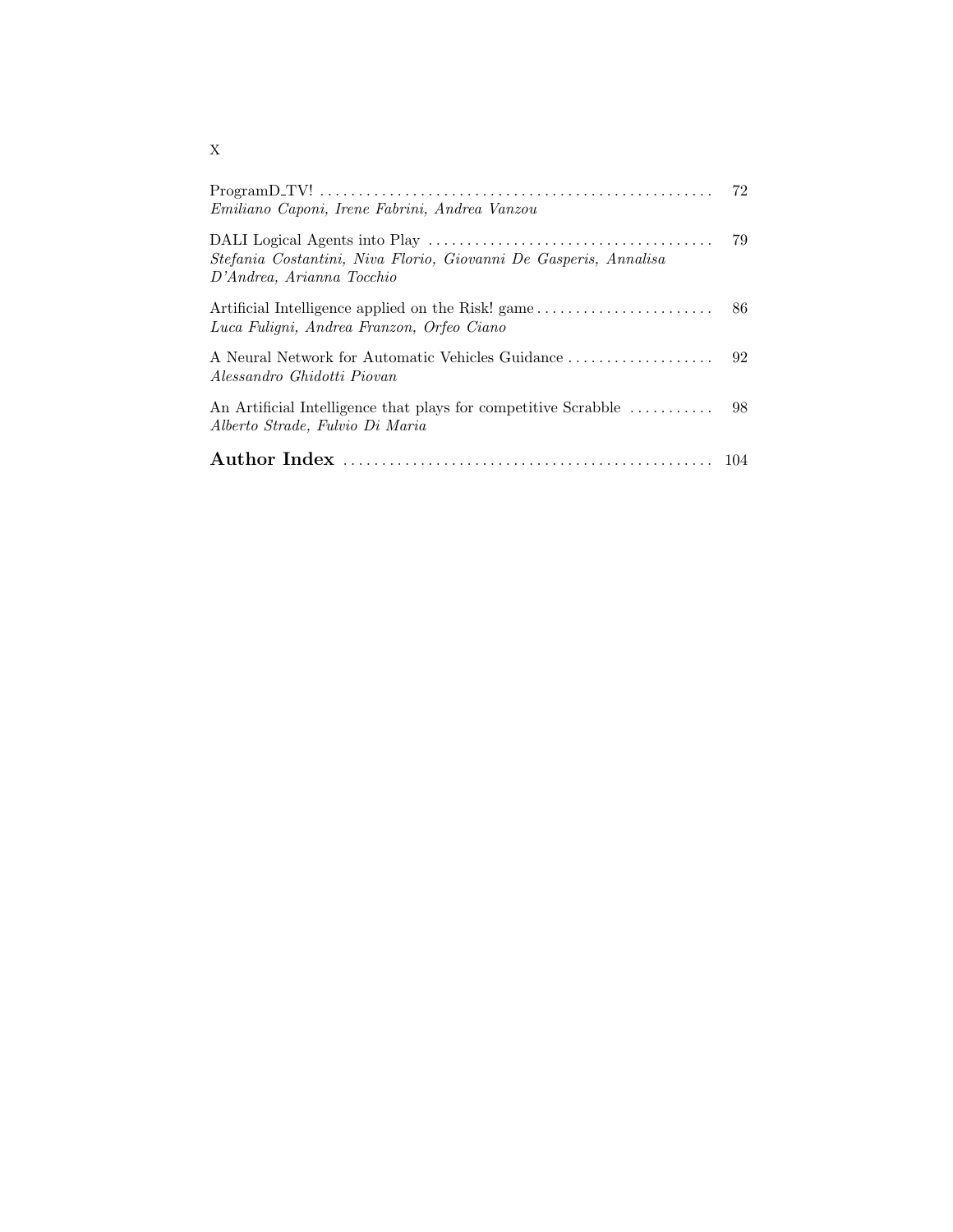ProgramD_TV! ........................................................ 72
*Emiliano Caponi, Irene Fabrini, Andrea Vanzou*

DALI Logical Agents into Play ........................................ 79
*Stefania Costantini, Niva Florio, Giovanni De Gasperis, Annalisa D'Andrea, Arianna Tocchio*

Artificial Intelligence applied on the Risk! game ........................ 86
*Luca Fuligni, Andrea Franzon, Orfeo Ciano*

A Neural Network for Automatic Vehicles Guidance ....................... 92
*Alessandro Ghidotti Piovan*

An Artificial Intelligence that plays for competitive Scrabble ........... 98
*Alberto Strade, Fulvio Di Maria*

**Author Index** ........................................................ 104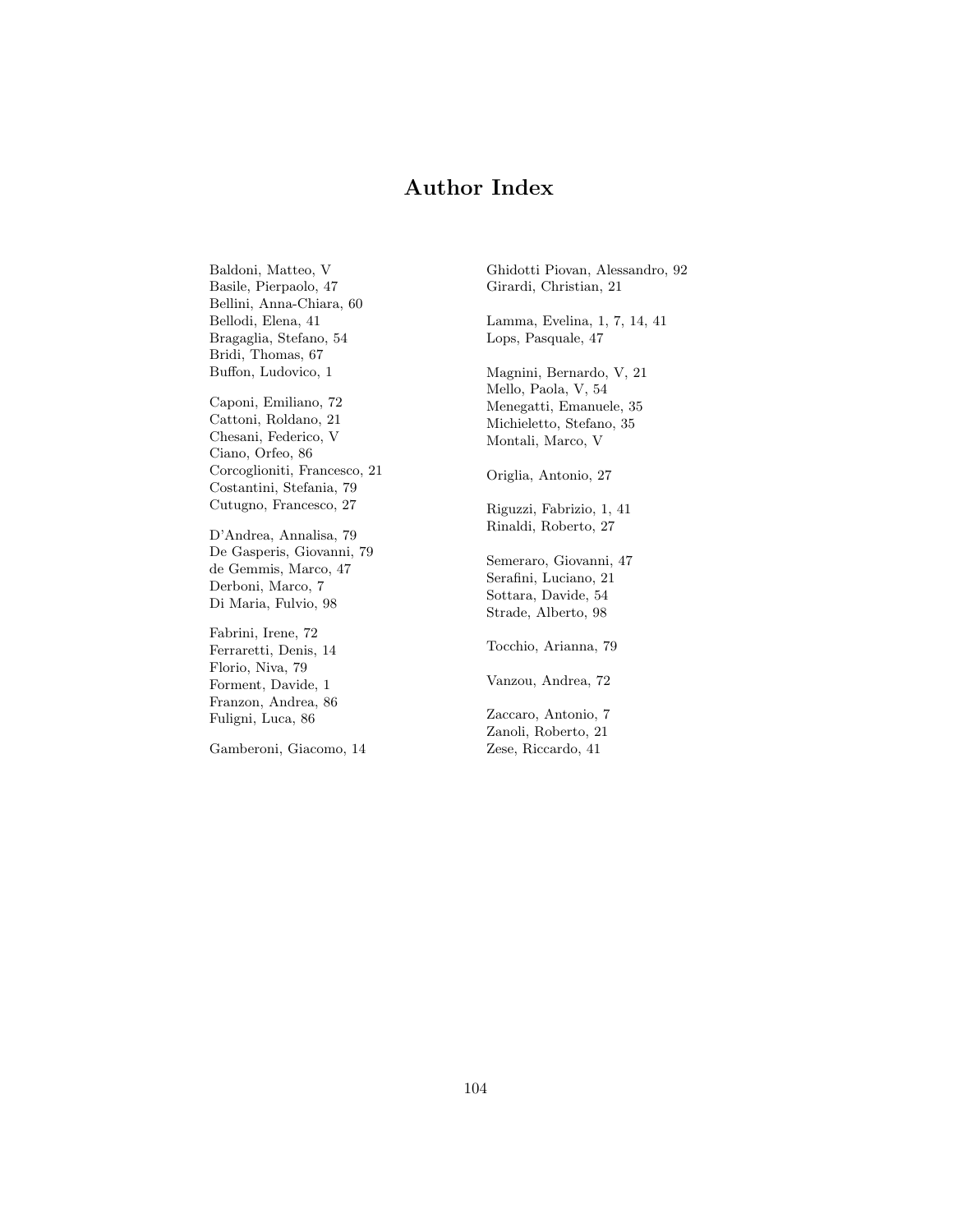# Author Index

Baldoni, Matteo, V
Basile, Pierpaolo, 47
Bellini, Anna-Chiara, 60
Bellodi, Elena, 41
Bragaglia, Stefano, 54
Bridi, Thomas, 67
Buffon, Ludovico, 1

Caponi, Emiliano, 72
Cattoni, Roldano, 21
Chesani, Federico, V
Ciano, Orfeo, 86
Corcoglioniti, Francesco, 21
Costantini, Stefania, 79
Cutugno, Francesco, 27

D'Andrea, Annalisa, 79
De Gasperis, Giovanni, 79
de Gemmis, Marco, 47
Derboni, Marco, 7
Di Maria, Fulvio, 98

Fabrini, Irene, 72
Ferraretti, Denis, 14
Florio, Niva, 79
Forment, Davide, 1
Franzon, Andrea, 86
Fuligni, Luca, 86

Gamberoni, Giacomo, 14
Ghidotti Piovan, Alessandro, 92
Girardi, Christian, 21

Lamma, Evelina, 1, 7, 14, 41
Lops, Pasquale, 47

Magnini, Bernardo, V, 21
Mello, Paola, V, 54
Menegatti, Emanuele, 35
Michieletto, Stefano, 35
Montali, Marco, V

Origlia, Antonio, 27

Riguzzi, Fabrizio, 1, 41
Rinaldi, Roberto, 27

Semeraro, Giovanni, 47
Serafini, Luciano, 21
Sottara, Davide, 54
Strade, Alberto, 98

Tocchio, Arianna, 79

Vanzou, Andrea, 72

Zaccaro, Antonio, 7
Zanoli, Roberto, 21
Zese, Riccardo, 41